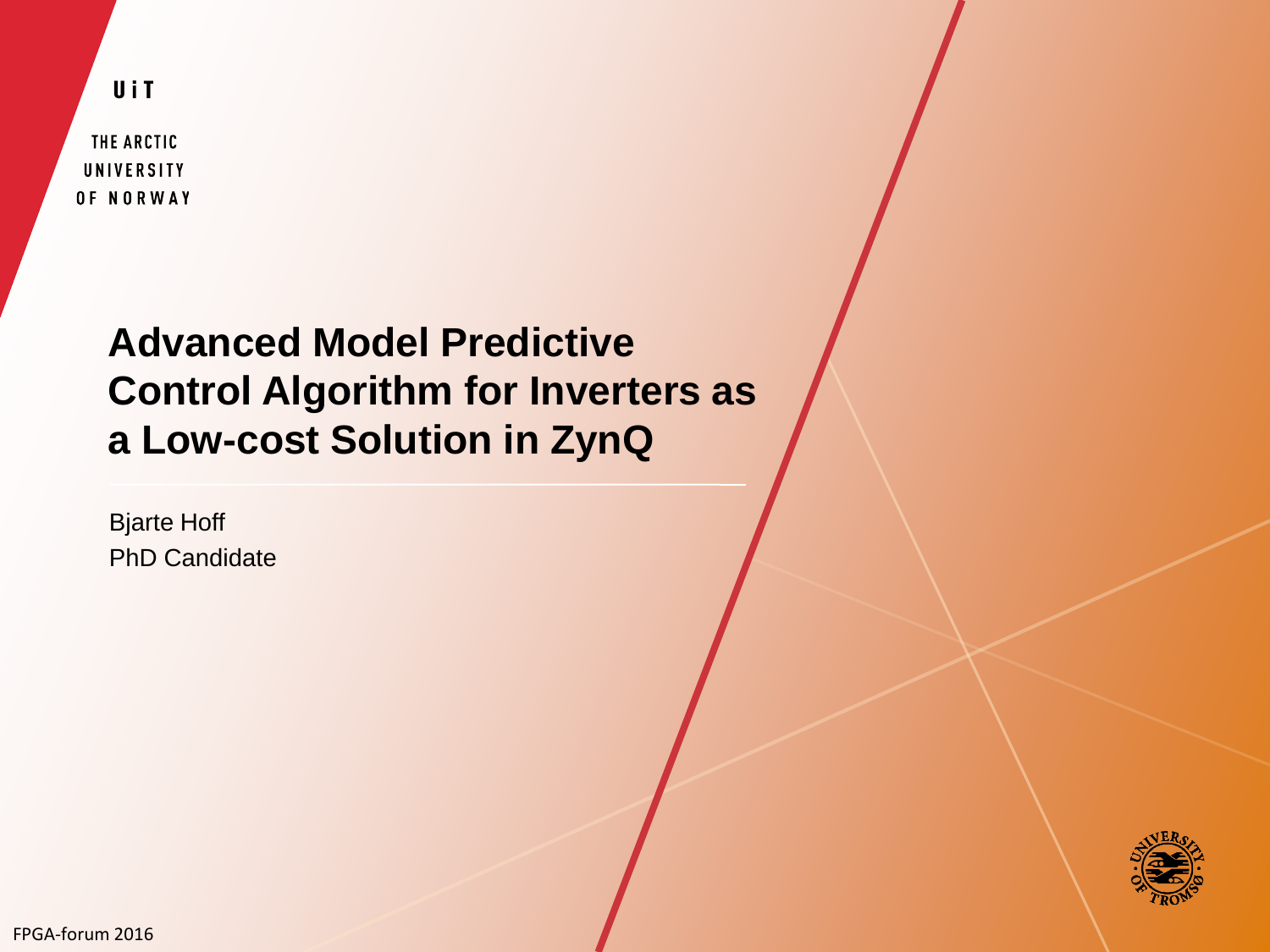UiT

THE ARCTIC UNIVERSITY OF NORWAY

# Advanced Model Predictive Control Algorithm for Inverters as a Low-cost Solution in ZynQ

Bjarte Hoff

PhD Candidate

FPGA-forum 2016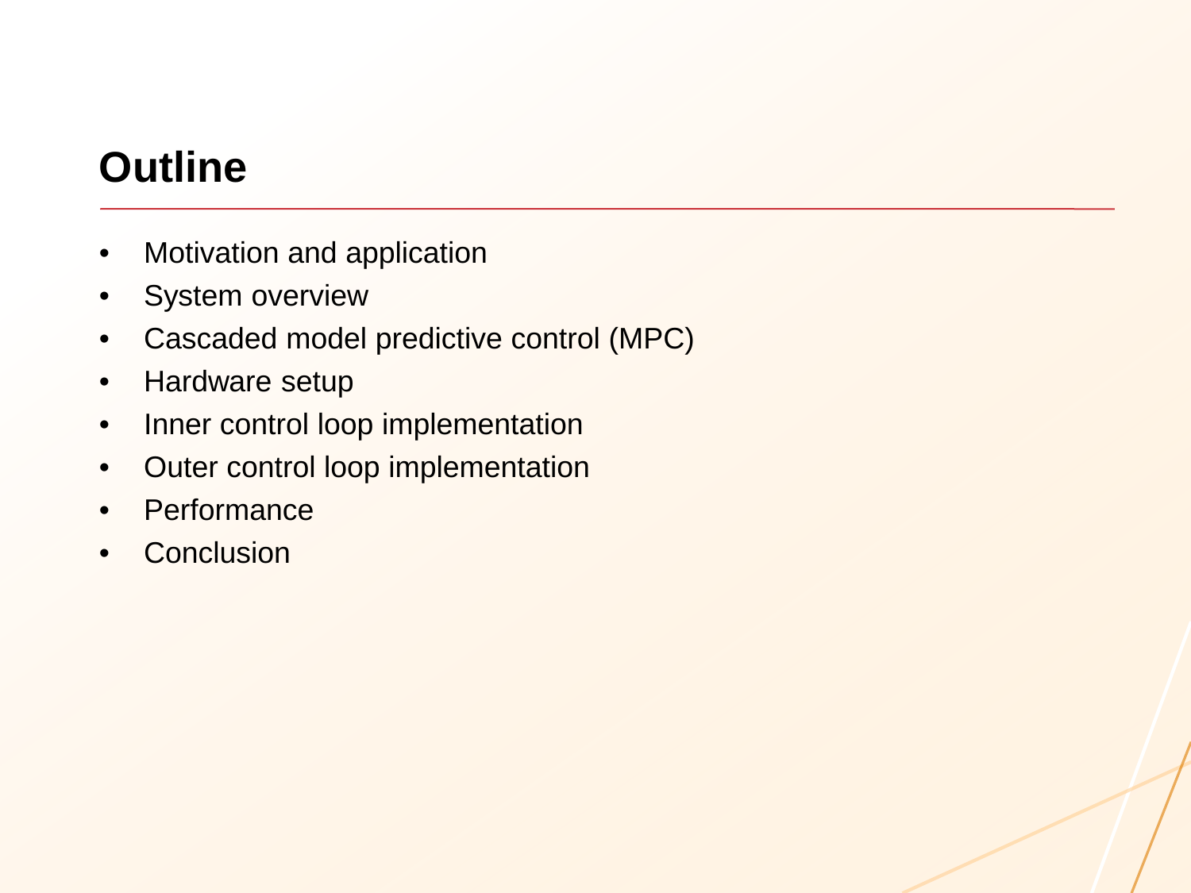# Outline

- Motivation and application
- System overview
- Cascaded model predictive control (MPC)
- Hardware setup
- Inner control loop implementation
- Outer control loop implementation
- Performance
- Conclusion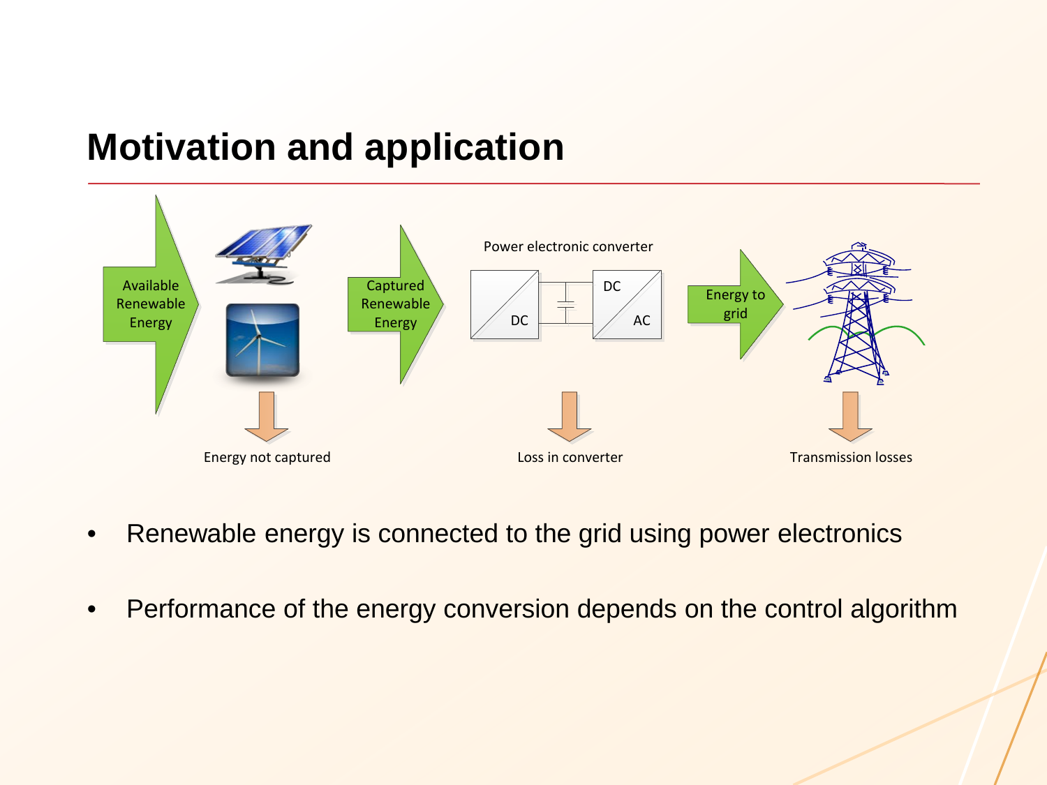# Motivation and application

Available Renewable Energy

Captured Renewable Energy

Power electronic converter

DC

DC

AC

Energy to grid

Energy not captured

Loss in converter

Transmission losses

- Renewable energy is connected to the grid using power electronics
- Performance of the energy conversion depends on the control algorithm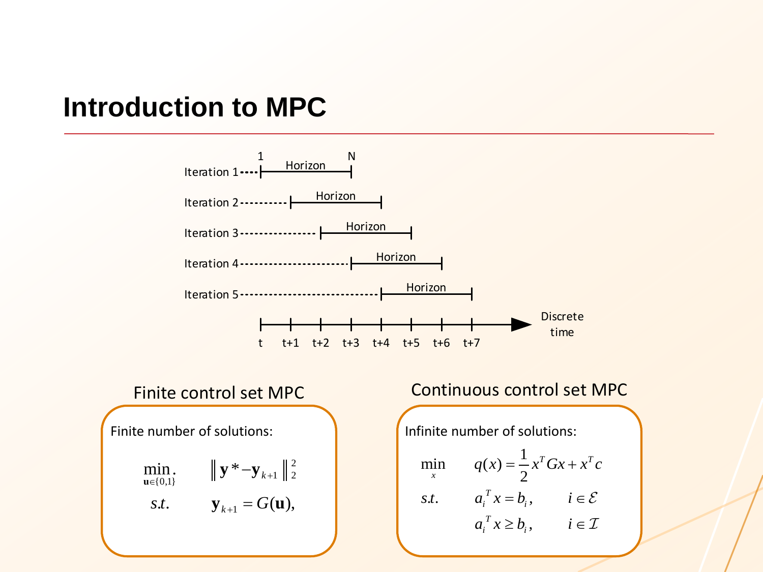# Introduction to MPC

Iteration 1 ---- [1 — Horizon — N]

Iteration 2 ---------- [Horizon]

Iteration 3 ---------------- [Horizon]

Iteration 4 ---------------------- [Horizon]

Iteration 5 ---------------------------- [Horizon]

t  t+1  t+2  t+3  t+4  t+5  t+6  t+7 → Discrete time

## Finite control set MPC

Finite number of solutions:

$$
\begin{aligned}
\min_{\mathbf{u}\in\{0,1\}} \quad & \| \mathbf{y}^* - \mathbf{y}_{k+1} \|_2^2 \\
s.t. \quad & \mathbf{y}_{k+1} = G(\mathbf{u}),
\end{aligned}
$$

## Continuous control set MPC

Infinite number of solutions:

$$
\begin{aligned}
\min_{x} \quad & q(x) = \frac{1}{2} x^T G x + x^T c \\
s.t. \quad & a_i^T x = b_i, \qquad i \in \mathcal{E} \\
& a_i^T x \geq b_i, \qquad i \in \mathcal{I}
\end{aligned}
$$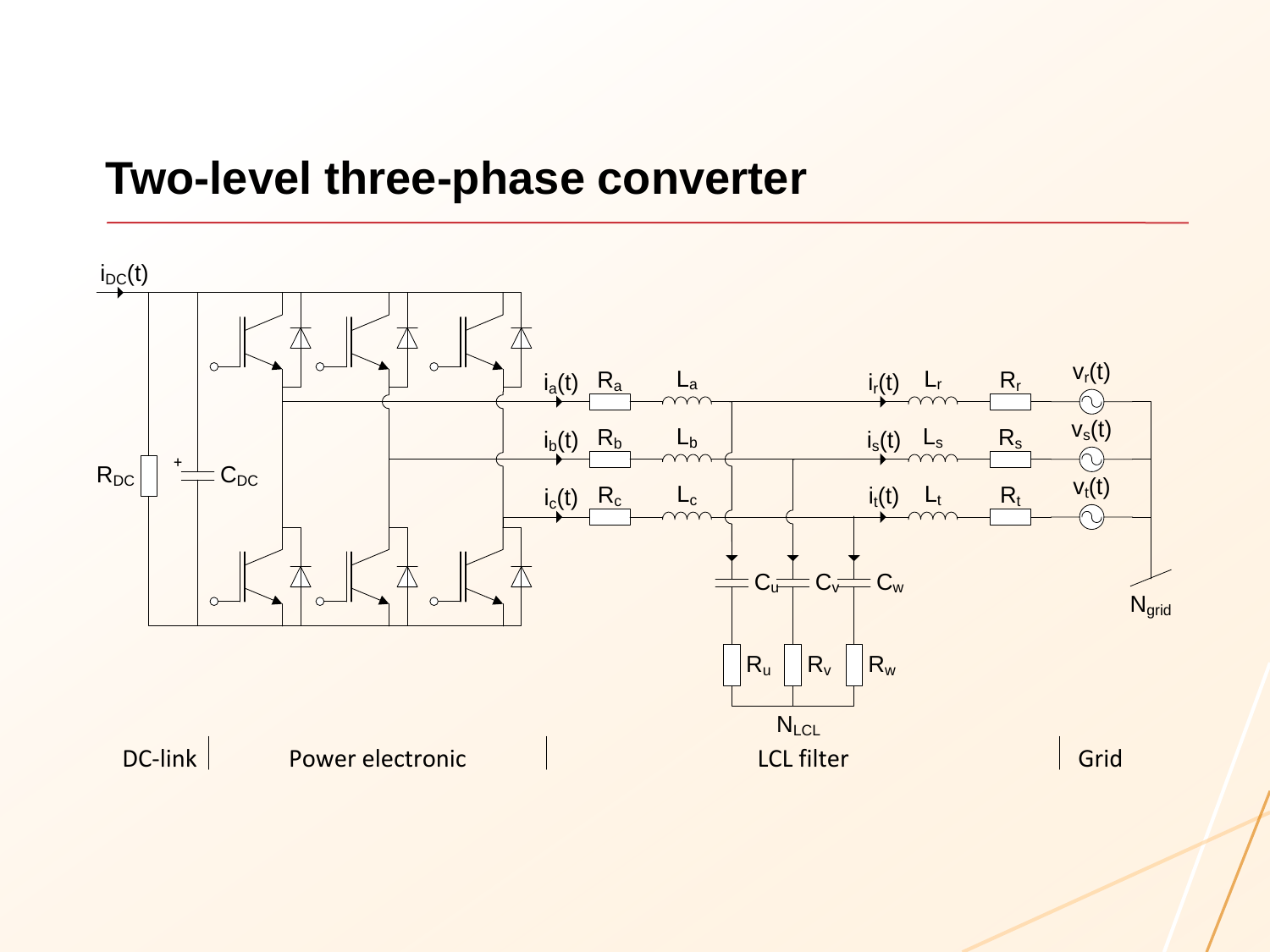# Two-level three-phase converter

$i_{DC}(t)$

$R_{DC}$ $C_{DC}$

$i_a(t)$ $R_a$ $L_a$ $i_r(t)$ $L_r$ $R_r$ $v_r(t)$

$i_b(t)$ $R_b$ $L_b$ $i_s(t)$ $L_s$ $R_s$ $v_s(t)$

$i_c(t)$ $R_c$ $L_c$ $i_t(t)$ $L_t$ $R_t$ $v_t(t)$

$C_u$ $C_v$ $C_w$

$R_u$ $R_v$ $R_w$

$N_{LCL}$ $N_{grid}$

DC-link | Power electronic | LCL filter | Grid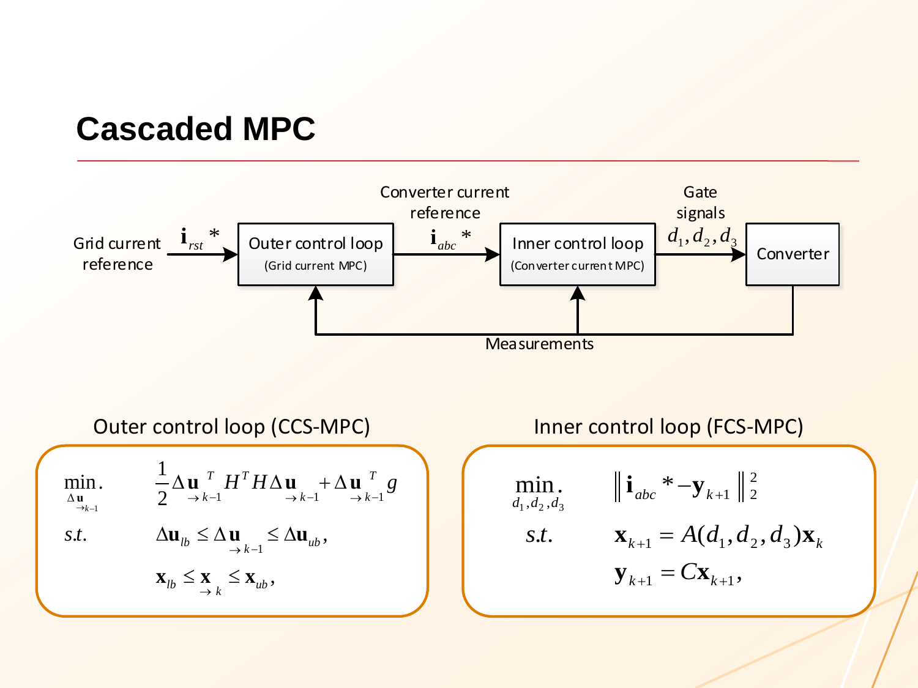# Cascaded MPC

Grid current reference $\mathbf{i}_{rst}*$ → **Outer control loop** (Grid current MPC) → Converter current reference $\mathbf{i}_{abc}*$ → **Inner control loop** (Converter current MPC) → Gate signals $d_1, d_2, d_3$ → **Converter**

Measurements (fed back from Converter to Outer control loop and Inner control loop)

### Outer control loop (CCS-MPC)

$$
\begin{aligned}
\min_{\Delta \underset{\rightarrow k-1}{\mathbf{u}}} . \quad & \frac{1}{2} \Delta \underset{\rightarrow k-1}{\mathbf{u}}^T H^T H \Delta \underset{\rightarrow k-1}{\mathbf{u}} + \Delta \underset{\rightarrow k-1}{\mathbf{u}}^T g \\
s.t. \quad & \Delta \mathbf{u}_{lb} \leq \Delta \underset{\rightarrow k-1}{\mathbf{u}} \leq \Delta \mathbf{u}_{ub}, \\
& \mathbf{x}_{lb} \leq \underset{\rightarrow k}{\mathbf{x}} \leq \mathbf{x}_{ub},
\end{aligned}
$$

### Inner control loop (FCS-MPC)

$$
\begin{aligned}
\min_{d_1, d_2, d_3} . \quad & \left\| \mathbf{i}_{abc}* - \mathbf{y}_{k+1} \right\|_2^2 \\
s.t. \quad & \mathbf{x}_{k+1} = A(d_1, d_2, d_3) \mathbf{x}_k \\
& \mathbf{y}_{k+1} = C \mathbf{x}_{k+1},
\end{aligned}
$$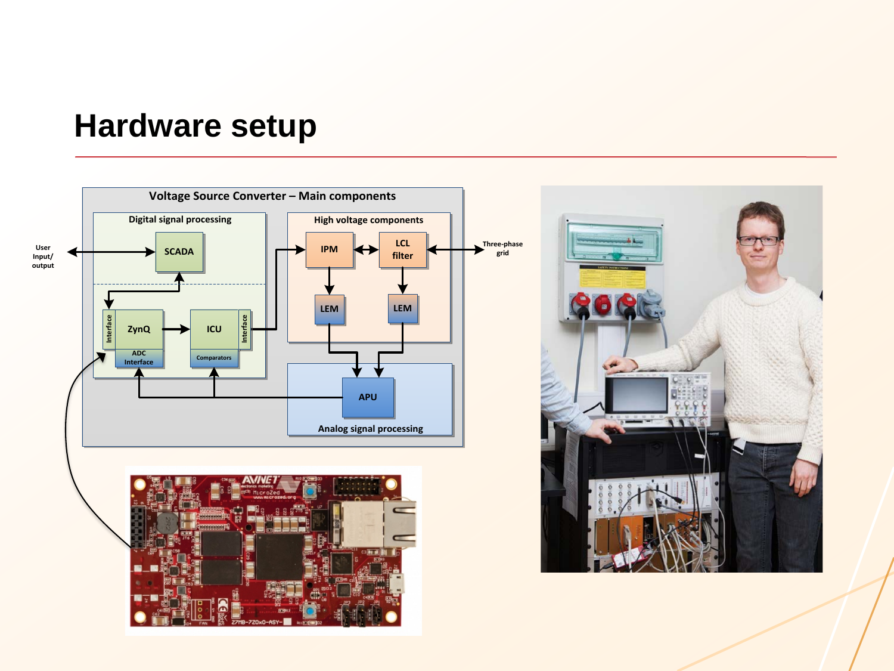# Hardware setup

Voltage Source Converter – Main components

Digital signal processing

High voltage components

User Input/ output

SCADA

IPM

LCL filter

Three-phase grid

LEM

LEM

Interface

ZynQ

ICU

Interface

ADC Interface

Comparators

APU

Analog signal processing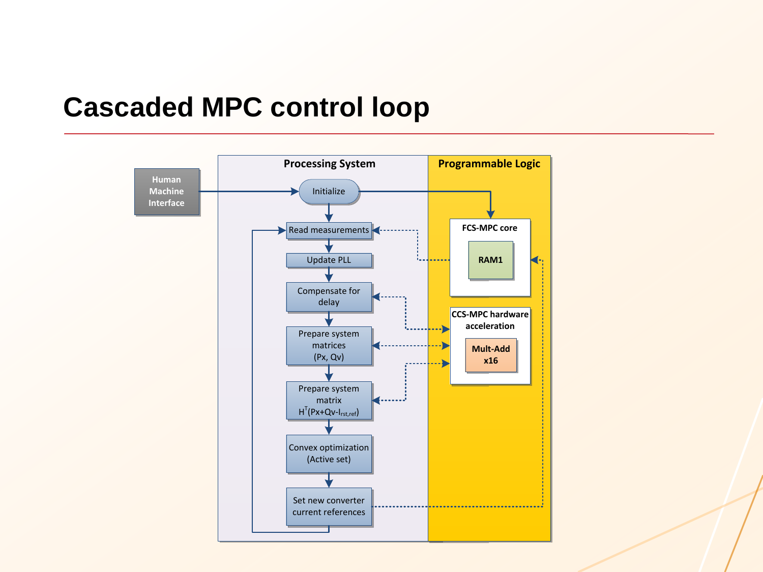# Cascaded MPC control loop

**Processing System**

- Human Machine Interface → Initialize
- Initialize → Read measurements
- Read measurements → Update PLL
- Update PLL → Compensate for delay
- Compensate for delay → Prepare system matrices (Px, Qv)
- Prepare system matrices (Px, Qv) → Prepare system matrix $H^T(Px+Qv-I_{rst,ref})$
- Prepare system matrix $H^T(Px+Qv-I_{rst,ref})$ → Convex optimization (Active set)
- Convex optimization (Active set) → Set new converter current references
- Set new converter current references → Read measurements (loop)

**Programmable Logic**

- FCS-MPC core
  - RAM1
- CCS-MPC hardware acceleration
  - Mult-Add x16

Connections between Processing System and Programmable Logic:

- Initialize → FCS-MPC core
- FCS-MPC core ⇢ Read measurements
- Compensate for delay ⇠⇢ CCS-MPC hardware acceleration
- Prepare system matrices (Px, Qv) ⇠⇢ CCS-MPC hardware acceleration
- Prepare system matrix $H^T(Px+Qv-I_{rst,ref})$ ⇠⇢ CCS-MPC hardware acceleration
- Set new converter current references ⇢ FCS-MPC core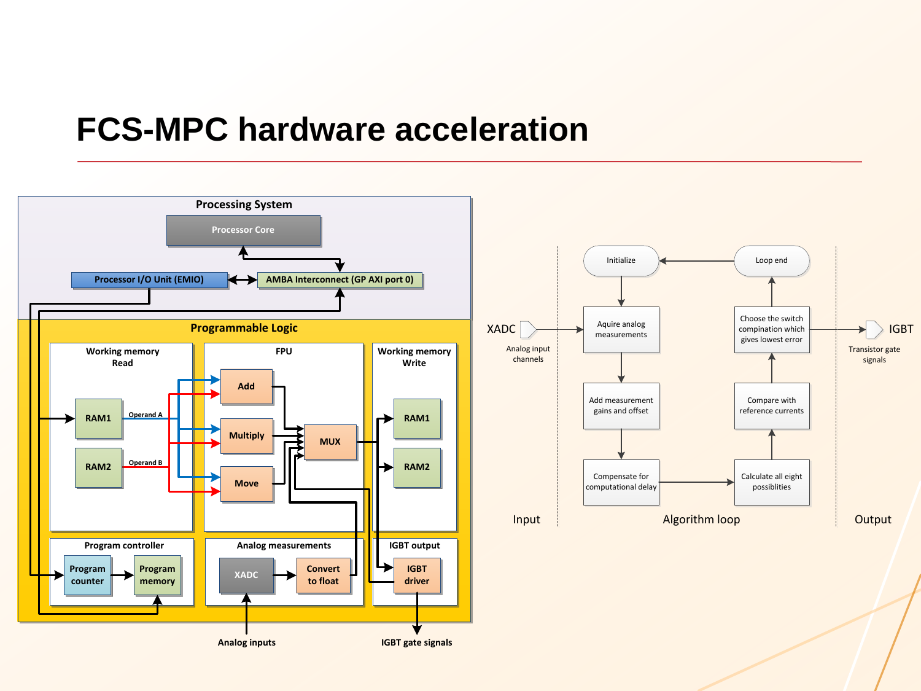# FCS-MPC hardware acceleration

**Processing System**

- Processor Core
- Processor I/O Unit (EMIO)
- AMBA Interconnect (GP AXI port 0)

**Programmable Logic**

- Working memory Read: RAM1 (Operand A), RAM2 (Operand B)
- FPU: Add, Multiply, Move, MUX
- Working memory Write: RAM1, RAM2
- Program controller: Program counter, Program memory
- Analog measurements: XADC, Convert to float
- IGBT output: IGBT driver

Analog inputs

IGBT gate signals

**Input**

XADC — Analog input channels

**Algorithm loop**

1. Initialize
2. Aquire analog measurements
3. Add measurement gains and offset
4. Compensate for computational delay
5. Calculate all eight possiblities
6. Compare with reference currents
7. Choose the switch compination which gives lowest error
8. Loop end

**Output**

IGBT — Transistor gate signals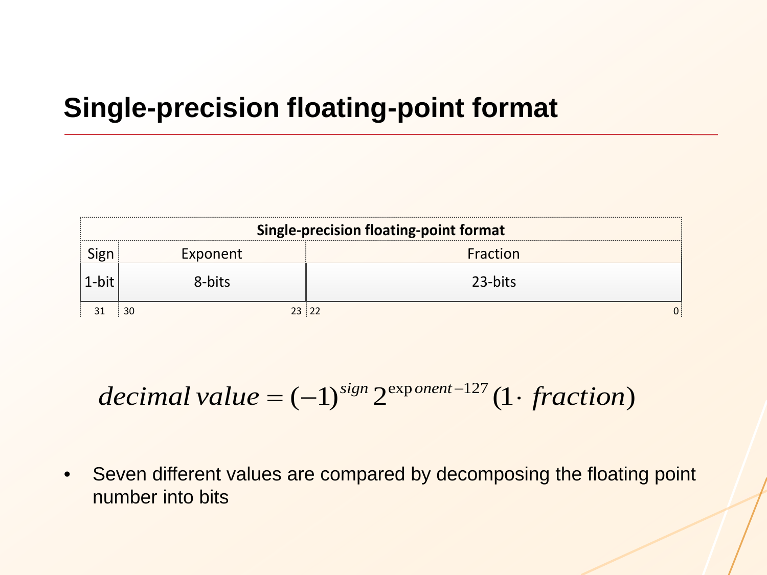# Single-precision floating-point format

| Single-precision floating-point format | | |
|---|---|---|
| Sign | Exponent | Fraction |
| 1-bit | 8-bits | 23-bits |
| 31 | 30 … 23 | 22 … 0 |

$$decimal\, value = (-1)^{sign}\, 2^{\exp onent-127}(1 \cdot\, fraction)$$

- Seven different values are compared by decomposing the floating point number into bits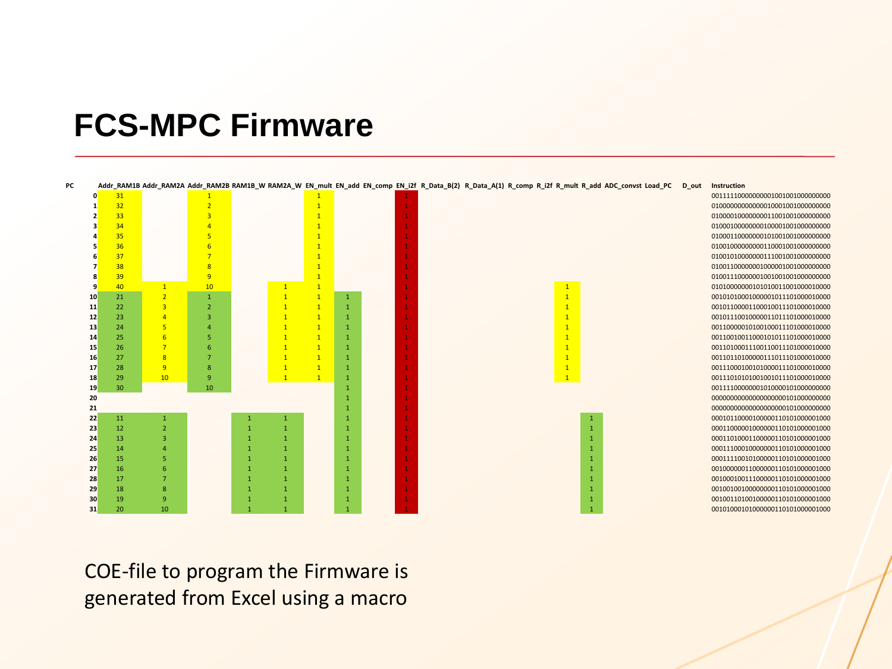# FCS-MPC Firmware

| PC | Addr_RAM1B | Addr_RAM2A | Addr_RAM2B | RAM1B_W | RAM2A_W | EN_mult | EN_add | EN_comp | EN_i2f | R_Data_B(2) | R_Data_A(1) | R_comp | R_i2f | R_mult | R_add | ADC_convst | Load_PC | D_out | Instruction |
|---|---|---|---|---|---|---|---|---|---|---|---|---|---|---|---|---|---|---|---|
| 0 | 31 | | 1 | | | 1 | | | 1 | | | | | | | | | | 00111110000000001001001000000000 |
| 1 | 32 | | 2 | | | 1 | | | 1 | | | | | | | | | | 01000000000000010001001000000000 |
| 2 | 33 | | 3 | | | 1 | | | 1 | | | | | | | | | | 01000010000000011001001000000000 |
| 3 | 34 | | 4 | | | 1 | | | 1 | | | | | | | | | | 01000100000000100001001000000000 |
| 4 | 35 | | 5 | | | 1 | | | 1 | | | | | | | | | | 01000110000000101001001000000000 |
| 5 | 36 | | 6 | | | 1 | | | 1 | | | | | | | | | | 01001000000000110001001000000000 |
| 6 | 37 | | 7 | | | 1 | | | 1 | | | | | | | | | | 01001010000000111001001000000000 |
| 7 | 38 | | 8 | | | 1 | | | 1 | | | | | | | | | | 01001100000001000001001000000000 |
| 8 | 39 | | 9 | | | 1 | | | 1 | | | | | | | | | | 01001110000001001001001000000000 |
| 9 | 40 | 1 | 10 | | 1 | 1 | | | 1 | | | | | 1 | | | | | 01010000000101010011001000010000 |
| 10 | 21 | 2 | 1 | | 1 | 1 | 1 | | 1 | | | | | 1 | | | | | 00101010001000001011101000010000 |
| 11 | 22 | 3 | 2 | | 1 | 1 | 1 | | 1 | | | | | 1 | | | | | 00101100001100010011101000010000 |
| 12 | 23 | 4 | 3 | | 1 | 1 | 1 | | 1 | | | | | 1 | | | | | 00101110010000011011101000010000 |
| 13 | 24 | 5 | 4 | | 1 | 1 | 1 | | 1 | | | | | 1 | | | | | 00110000010100100011101000010000 |
| 14 | 25 | 6 | 5 | | 1 | 1 | 1 | | 1 | | | | | 1 | | | | | 00110010011000101011101000010000 |
| 15 | 26 | 7 | 6 | | 1 | 1 | 1 | | 1 | | | | | 1 | | | | | 00110100011100110011101000010000 |
| 16 | 27 | 8 | 7 | | 1 | 1 | 1 | | 1 | | | | | 1 | | | | | 00110110100000111011101000010000 |
| 17 | 28 | 9 | 8 | | 1 | 1 | 1 | | 1 | | | | | 1 | | | | | 00111000100101000011101000010000 |
| 18 | 29 | 10 | 9 | | 1 | 1 | 1 | | 1 | | | | | 1 | | | | | 00111010101001001011101000010000 |
| 19 | 30 | | 10 | | | | 1 | | 1 | | | | | | | | | | 00111100000001010000101000000000 |
| 20 | | | | | | | 1 | | 1 | | | | | | | | | | 00000000000000000000101000000000 |
| 21 | | | | | | | 1 | | 1 | | | | | | | | | | 00000000000000000000101000000000 |
| 22 | 11 | 1 | | 1 | 1 | | 1 | | 1 | | | | | | 1 | | | | 00010110000100000110101000001000 |
| 23 | 12 | 2 | | 1 | 1 | | 1 | | 1 | | | | | | 1 | | | | 00011000001000000110101000001000 |
| 24 | 13 | 3 | | 1 | 1 | | 1 | | 1 | | | | | | 1 | | | | 00011010001100000110101000001000 |
| 25 | 14 | 4 | | 1 | 1 | | 1 | | 1 | | | | | | 1 | | | | 00011100010000000110101000001000 |
| 26 | 15 | 5 | | 1 | 1 | | 1 | | 1 | | | | | | 1 | | | | 00011110010100000110101000001000 |
| 27 | 16 | 6 | | 1 | 1 | | 1 | | 1 | | | | | | 1 | | | | 00100000011000000110101000001000 |
| 28 | 17 | 7 | | 1 | 1 | | 1 | | 1 | | | | | | 1 | | | | 00100010011100000110101000001000 |
| 29 | 18 | 8 | | 1 | 1 | | 1 | | 1 | | | | | | 1 | | | | 00100100100000000110101000001000 |
| 30 | 19 | 9 | | 1 | 1 | | 1 | | 1 | | | | | | 1 | | | | 00100110100100000110101000001000 |
| 31 | 20 | 10 | | 1 | 1 | | 1 | | 1 | | | | | | 1 | | | | 00101000101000000110101000001000 |

COE-file to program the Firmware is generated from Excel using a macro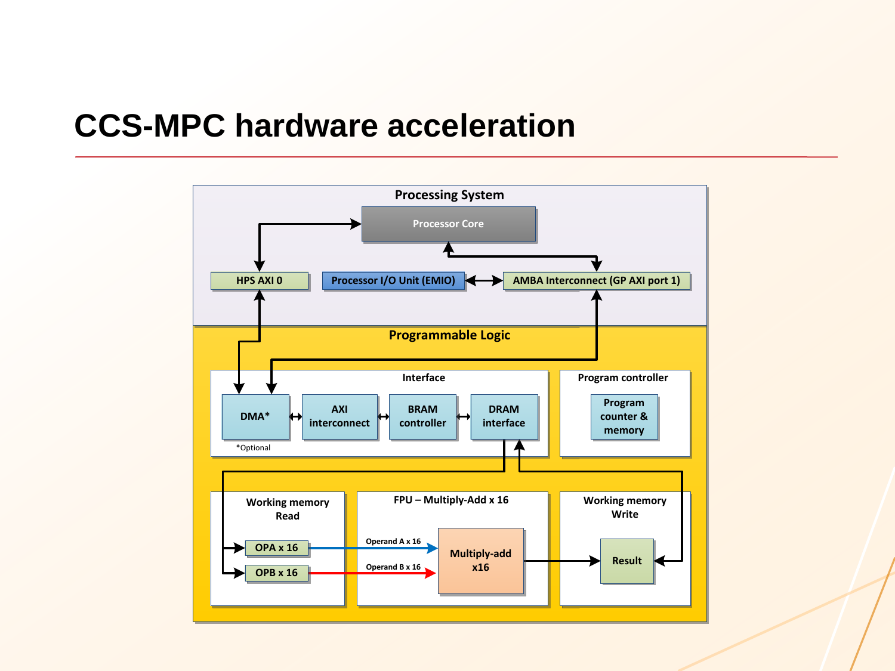# CCS-MPC hardware acceleration

Processing System

Processor Core

HPS AXI 0

Processor I/O Unit (EMIO)

AMBA Interconnect (GP AXI port 1)

Programmable Logic

Interface

DMA*

*Optional

AXI interconnect

BRAM controller

DRAM interface

Program controller

Program counter & memory

Working memory Read

OPA x 16

OPB x 16

FPU – Multiply-Add x 16

Operand A x 16

Operand B x 16

Multiply-add x16

Working memory Write

Result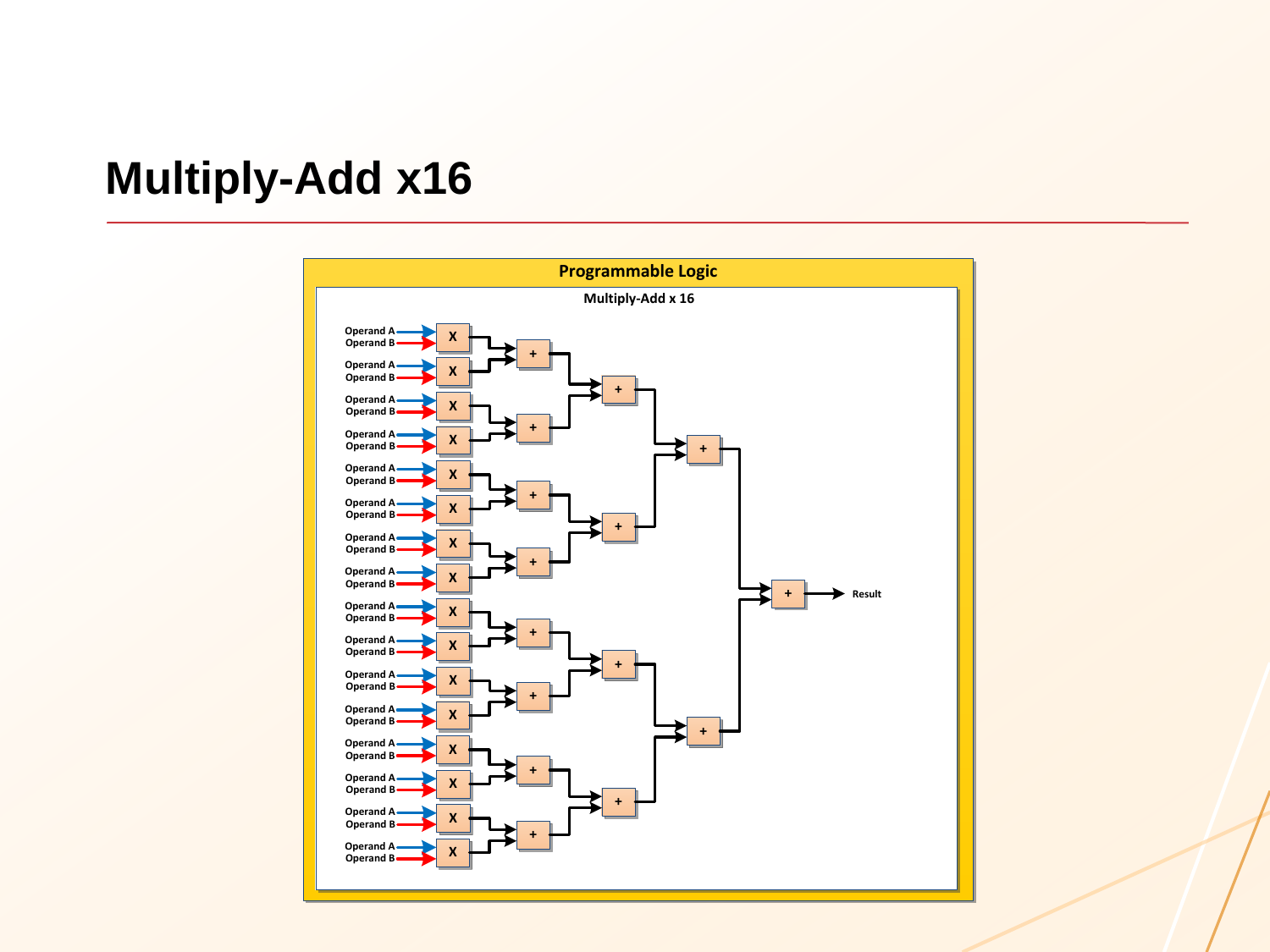# Multiply-Add x16

Programmable Logic

Multiply-Add x 16

Operand A
Operand B

Result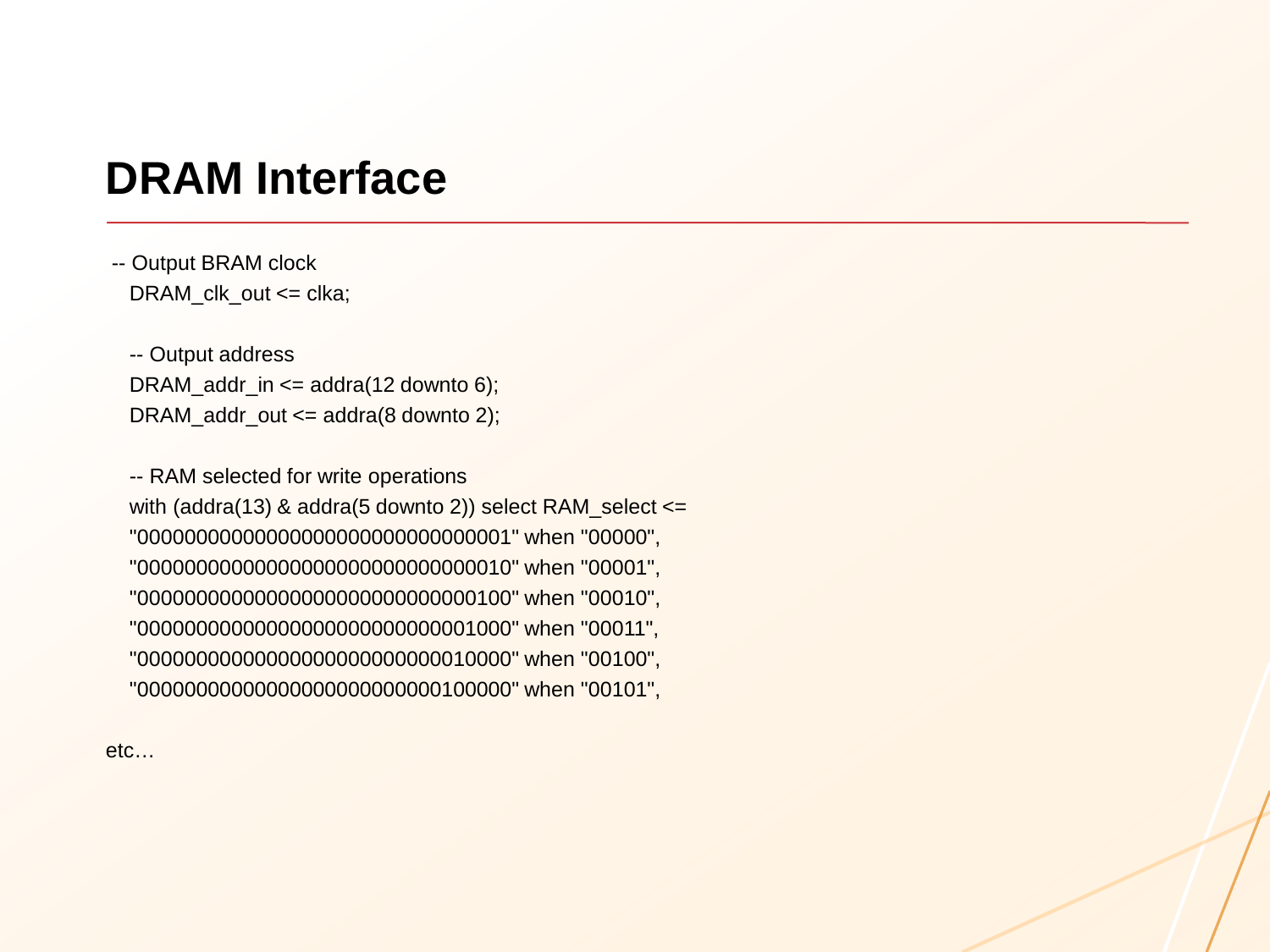# DRAM Interface

```
-- Output BRAM clock
   DRAM_clk_out <= clka;

   -- Output address
   DRAM_addr_in <= addra(12 downto 6);
   DRAM_addr_out <= addra(8 downto 2);

   -- RAM selected for write operations
   with (addra(13) & addra(5 downto 2)) select RAM_select <=
   "00000000000000000000000000000001" when "00000",
   "00000000000000000000000000000010" when "00001",
   "00000000000000000000000000000100" when "00010",
   "00000000000000000000000000001000" when "00011",
   "00000000000000000000000000010000" when "00100",
   "00000000000000000000000000100000" when "00101",
```

etc…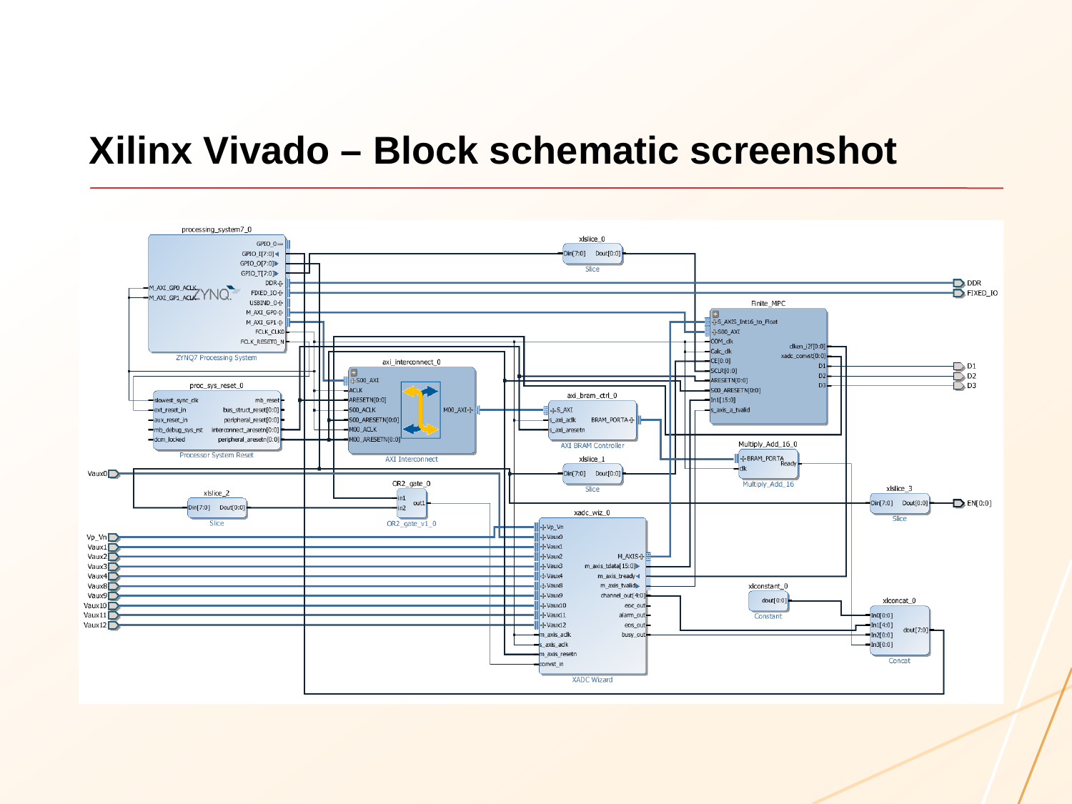# Xilinx Vivado – Block schematic screenshot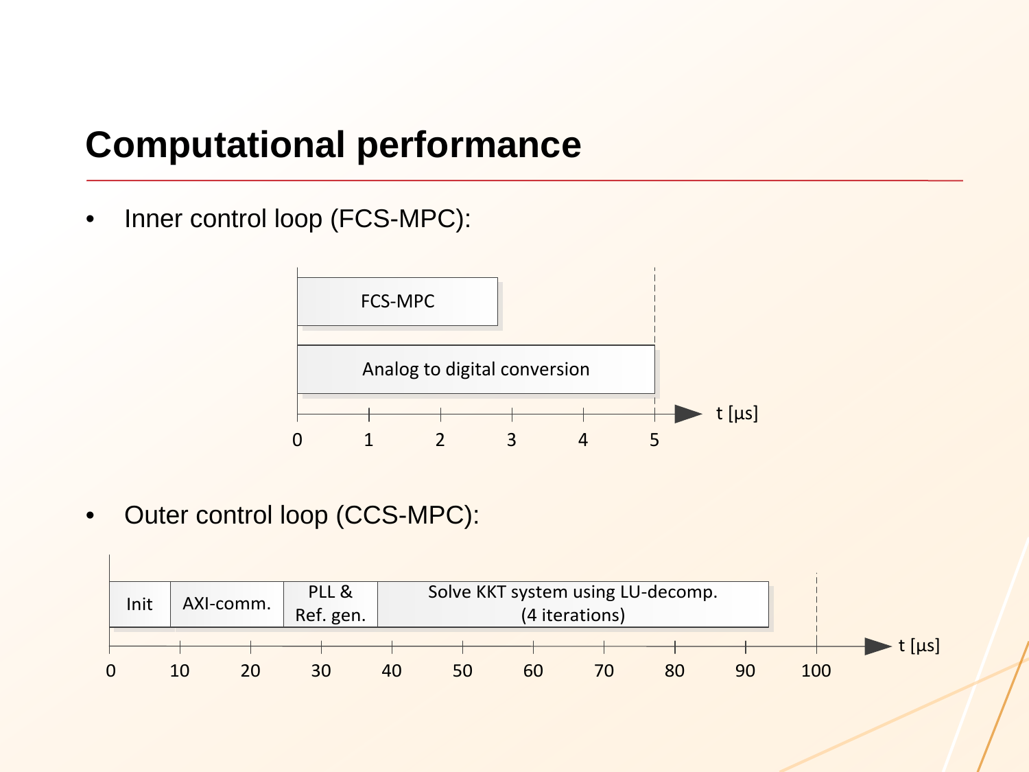# Computational performance

- Inner control loop (FCS-MPC):

FCS-MPC

Analog to digital conversion

t [µs]

0 1 2 3 4 5

- Outer control loop (CCS-MPC):

Init | AXI-comm. | PLL & Ref. gen. | Solve KKT system using LU-decomp. (4 iterations)

t [µs]

0 10 20 30 40 50 60 70 80 90 100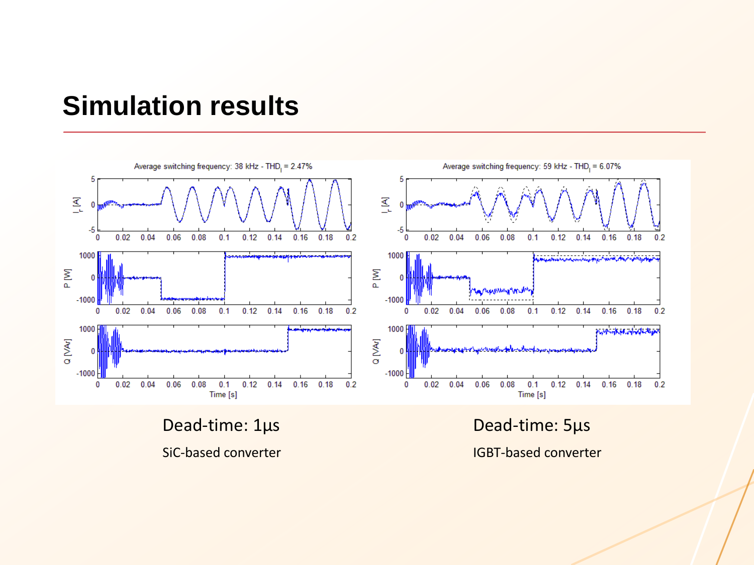# Simulation results

Average switching frequency: 38 kHz - $THD_I$ = 2.47%

Average switching frequency: 59 kHz - $THD_I$ = 6.07%

Dead-time: 1μs

SiC-based converter

Dead-time: 5μs

IGBT-based converter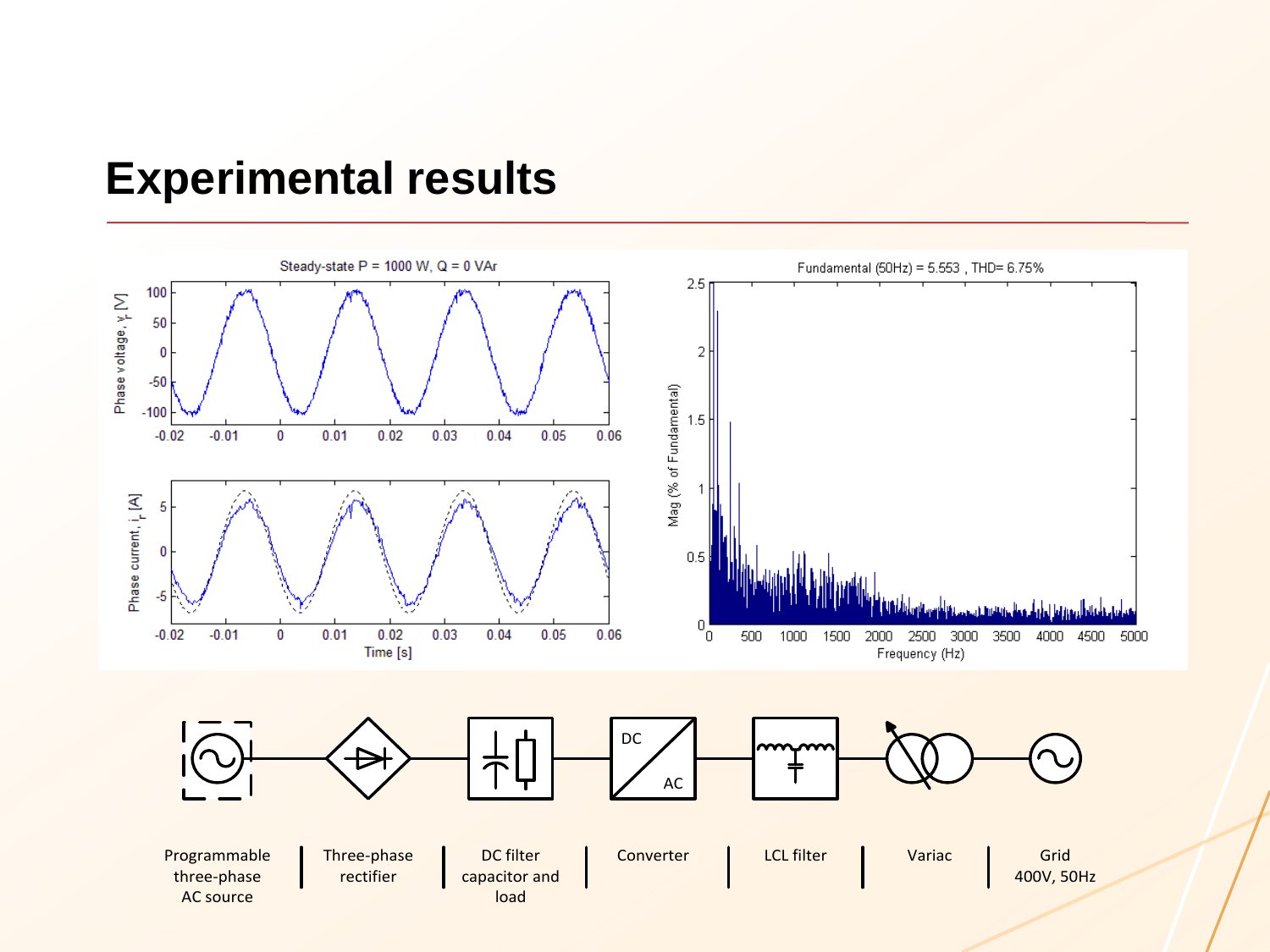# Experimental results

Steady-state P = 1000 W, Q = 0 VAr

Fundamental (50Hz) = 5.553 , THD= 6.75%

| Programmable three-phase AC source | Three-phase rectifier | DC filter capacitor and load | Converter | LCL filter | Variac | Grid 400V, 50Hz |
|---|---|---|---|---|---|---|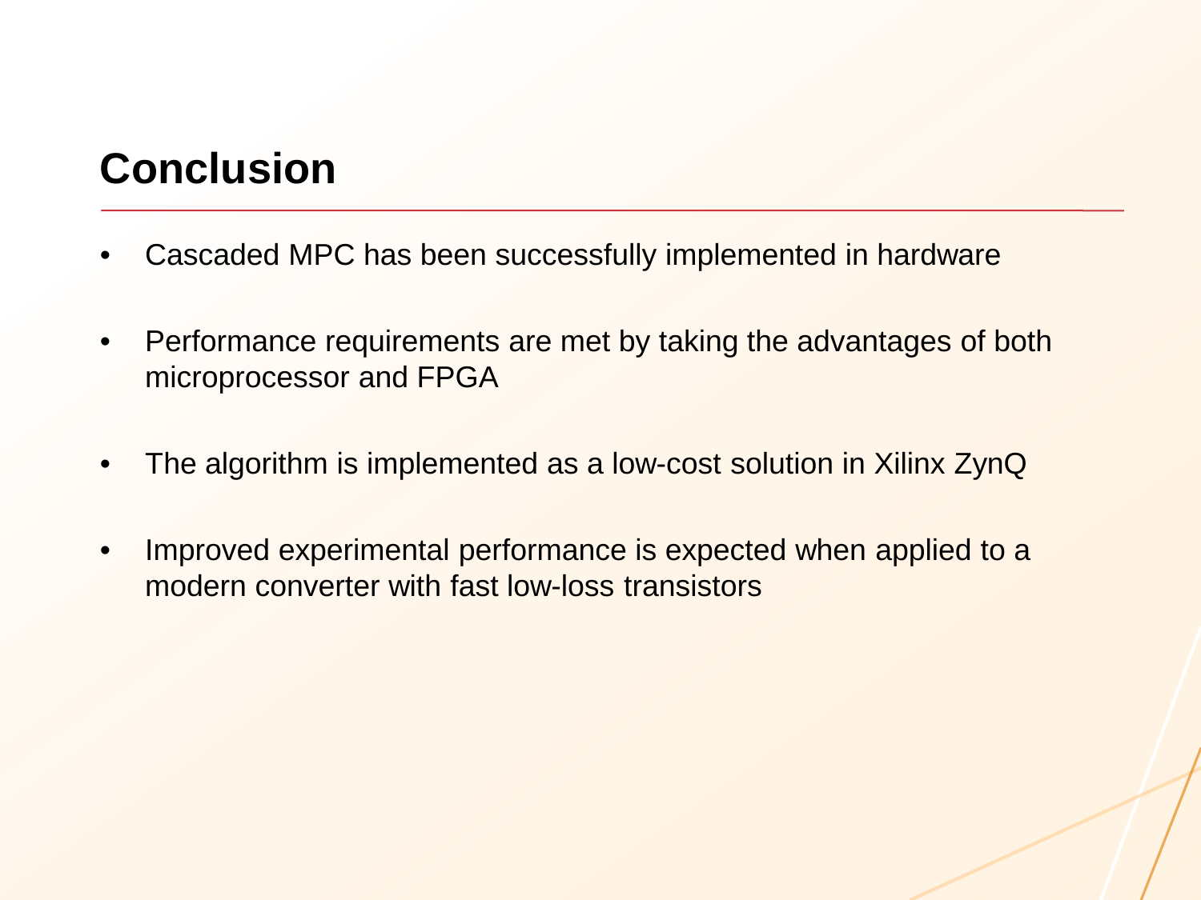# Conclusion

- Cascaded MPC has been successfully implemented in hardware
- Performance requirements are met by taking the advantages of both microprocessor and FPGA
- The algorithm is implemented as a low-cost solution in Xilinx ZynQ
- Improved experimental performance is expected when applied to a modern converter with fast low-loss transistors